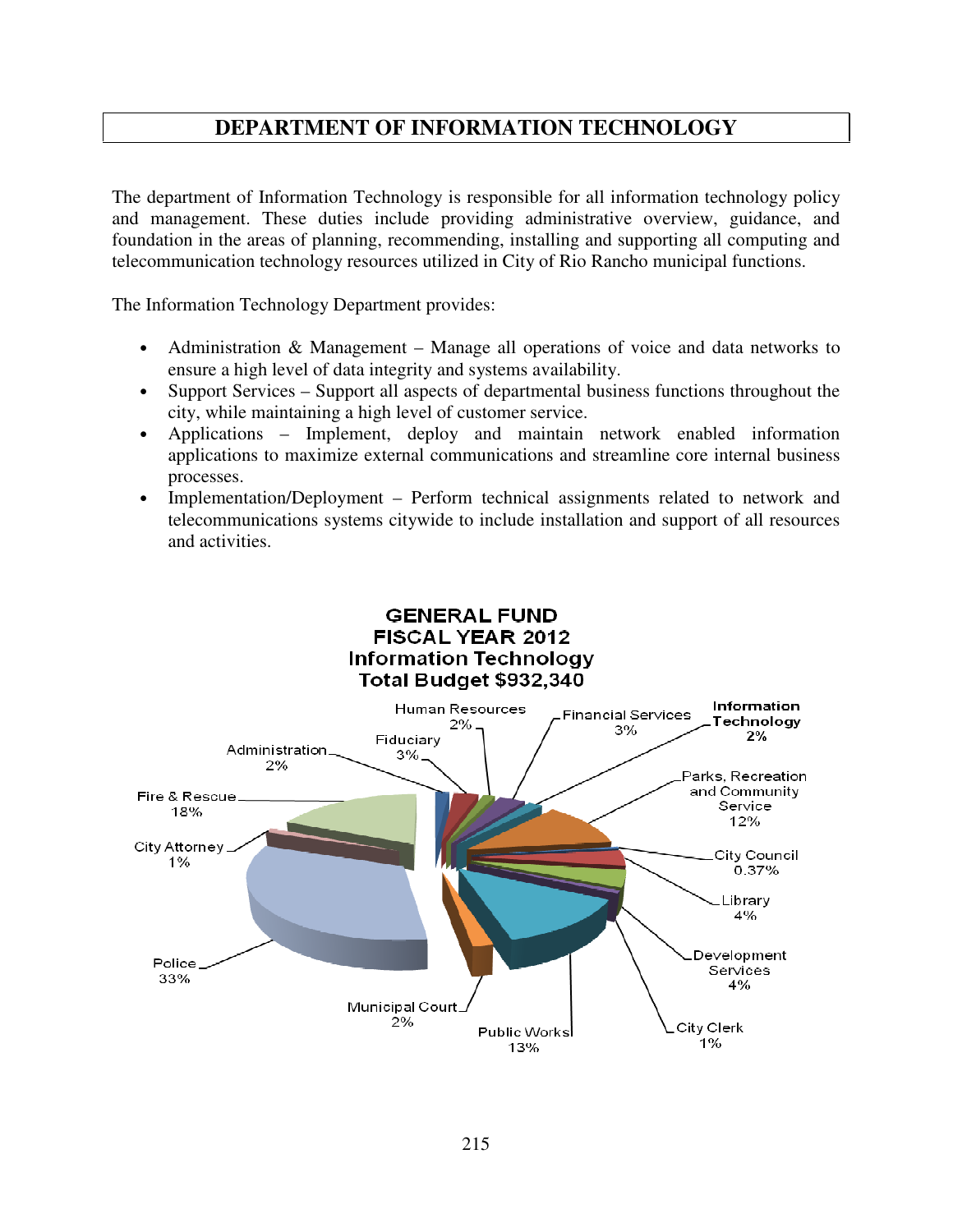# DEPARTMENT OF INFORMATION TECHNOLOGY

The department of Information Technology is responsible for all information technology policy and management. These duties include providing administrative overview, guidance, and foundation in the areas of planning, recommending, installing and supporting all computing and telecommunication technology resources utilized in City of Rio Rancho municipal functions.

The Information Technology Department provides:

- Administration & Management – Manage all operations of voice and data networks to ensure a high level of data integrity and systems availability.
- Support Services – Support all aspects of departmental business functions throughout the city, while maintaining a high level of customer service.
- Applications – Implement, deploy and maintain network enabled information applications to maximize external communications and streamline core internal business processes.
- Implementation/Deployment – Perform technical assignments related to network and telecommunications systems citywide to include installation and support of all resources and activities.

**GENERAL FUND**
**FISCAL YEAR 2012**
**Information Technology**
**Total Budget $932,340**

| Department | Percentage |
|---|---|
| Administration | 2% |
| Fiduciary | 3% |
| Human Resources | 2% |
| Financial Services | 3% |
| **Information Technology** | **2%** |
| Parks, Recreation and Community Service | 12% |
| City Council | 0.37% |
| Library | 4% |
| Development Services | 4% |
| City Clerk | 1% |
| Public Works | 13% |
| Municipal Court | 2% |
| Police | 33% |
| City Attorney | 1% |
| Fire & Rescue | 18% |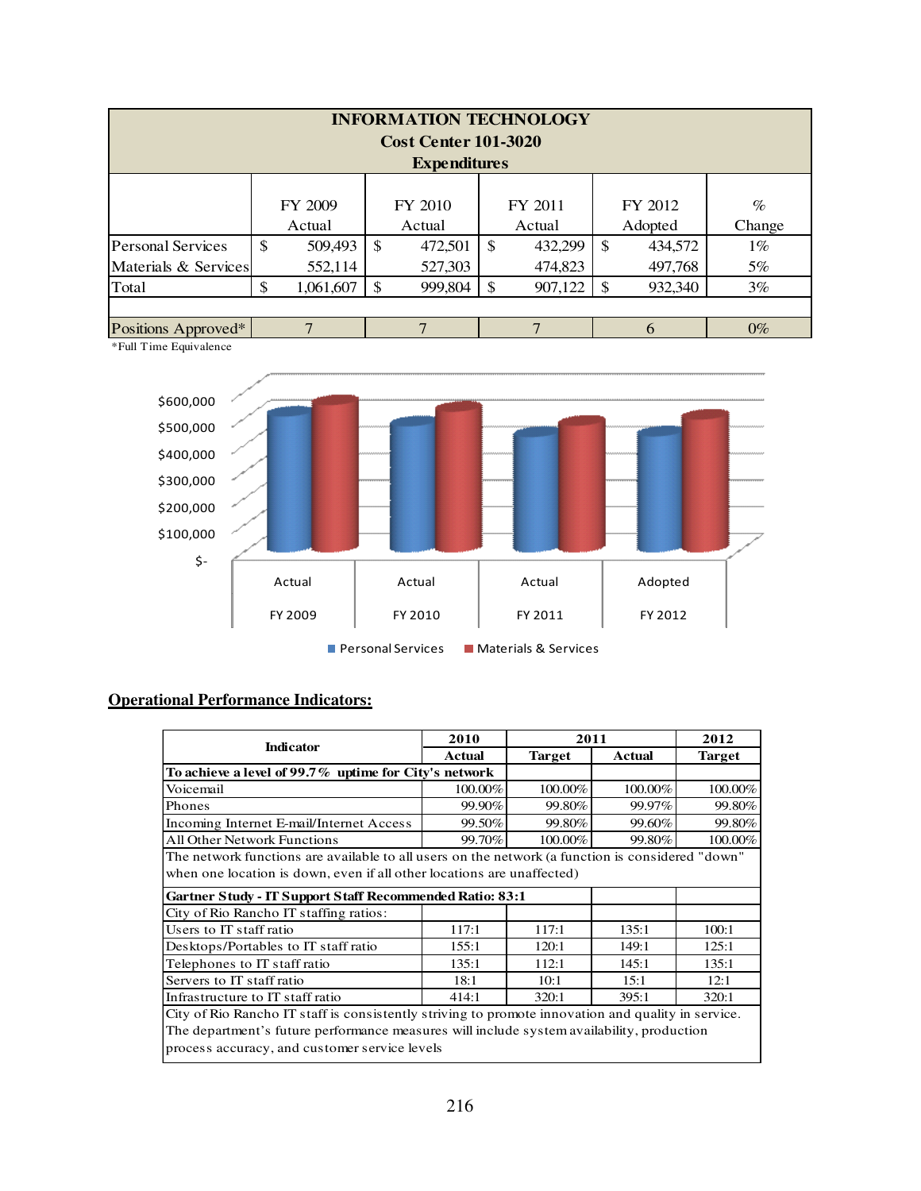| INFORMATION TECHNOLOGY Cost Center 101-3020 Expenditures | | | | | |
|---|---|---|---|---|---|
| | FY 2009 Actual | FY 2010 Actual | FY 2011 Actual | FY 2012 Adopted | % Change |
| Personal Services | $ 509,493 | $ 472,501 | $ 432,299 | $ 434,572 | 1% |
| Materials & Services | 552,114 | 527,303 | 474,823 | 497,768 | 5% |
| Total | $ 1,061,607 | $ 999,804 | $ 907,122 | $ 932,340 | 3% |
| | | | | | |
| Positions Approved* | 7 | 7 | 7 | 6 | 0% |

*Full Time Equivalence

$600,000
$500,000
$400,000
$300,000
$200,000
$100,000
$-

Actual FY 2009
Actual FY 2010
Actual FY 2011
Adopted FY 2012

Personal Services
Materials & Services

## Operational Performance Indicators:

| Indicator | 2010 Actual | 2011 Target | 2011 Actual | 2012 Target |
|---|---|---|---|---|
| **To achieve a level of 99.7% uptime for City's network** | | | | |
| Voicemail | 100.00% | 100.00% | 100.00% | 100.00% |
| Phones | 99.90% | 99.80% | 99.97% | 99.80% |
| Incoming Internet E-mail/Internet Access | 99.50% | 99.80% | 99.60% | 99.80% |
| All Other Network Functions | 99.70% | 100.00% | 99.80% | 100.00% |
| The network functions are available to all users on the network (a function is considered "down" when one location is down, even if all other locations are unaffected) | | | | |
| **Gartner Study - IT Support Staff Recommended Ratio: 83:1** | | | | |
| City of Rio Rancho IT staffing ratios: | | | | |
| Users to IT staff ratio | 117:1 | 117:1 | 135:1 | 100:1 |
| Desktops/Portables to IT staff ratio | 155:1 | 120:1 | 149:1 | 125:1 |
| Telephones to IT staff ratio | 135:1 | 112:1 | 145:1 | 135:1 |
| Servers to IT staff ratio | 18:1 | 10:1 | 15:1 | 12:1 |
| Infrastructure to IT staff ratio | 414:1 | 320:1 | 395:1 | 320:1 |
| City of Rio Rancho IT staff is consistently striving to promote innovation and quality in service. The department's future performance measures will include system availability, production process accuracy, and customer service levels | | | | |